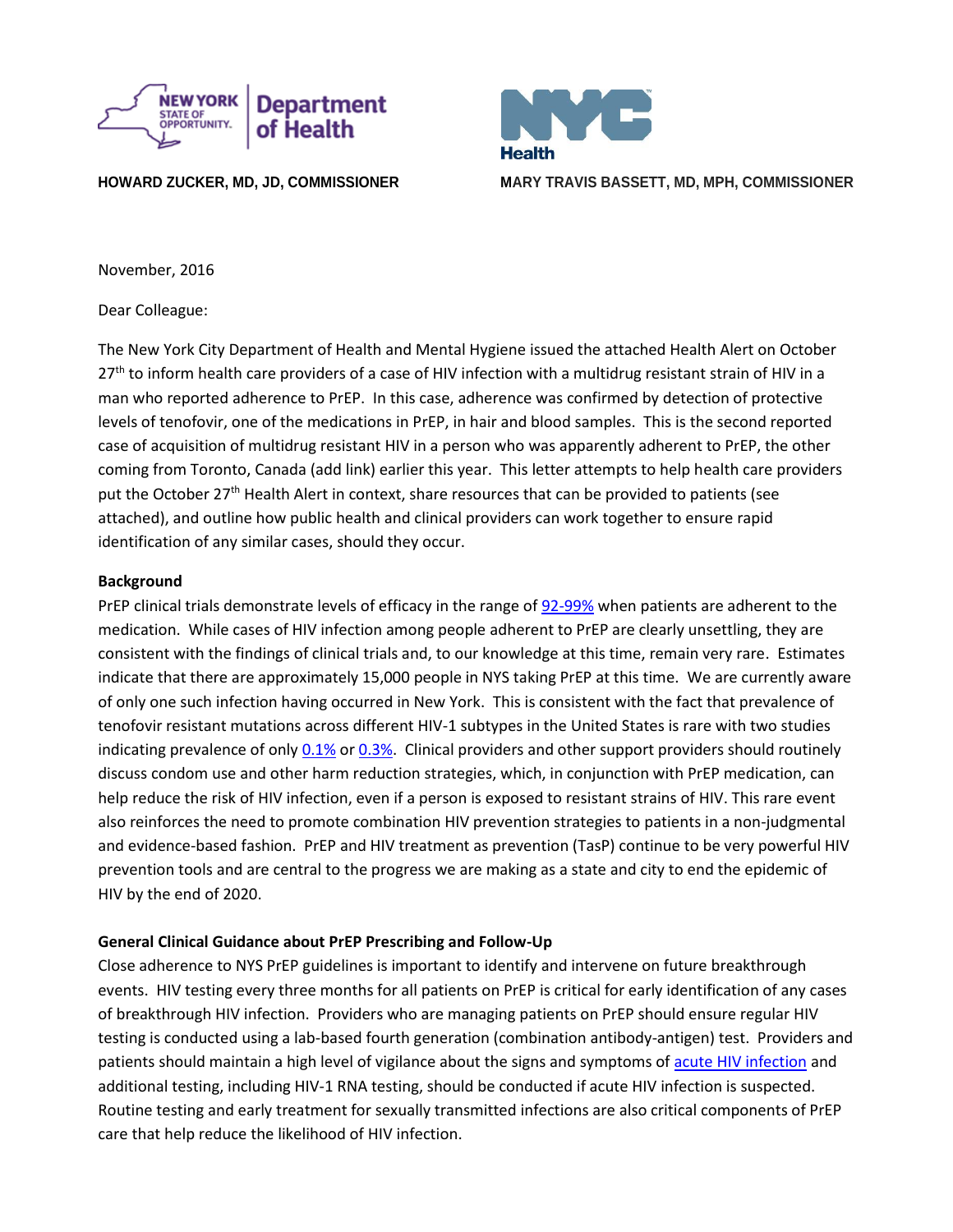NEW YORK STATE OF OPPORTUNITY. | Department of Health

NYC Health

HOWARD ZUCKER, MD, JD, COMMISSIONER

MARY TRAVIS BASSETT, MD, MPH, COMMISSIONER

November, 2016

Dear Colleague:

The New York City Department of Health and Mental Hygiene issued the attached Health Alert on October 27th to inform health care providers of a case of HIV infection with a multidrug resistant strain of HIV in a man who reported adherence to PrEP. In this case, adherence was confirmed by detection of protective levels of tenofovir, one of the medications in PrEP, in hair and blood samples. This is the second reported case of acquisition of multidrug resistant HIV in a person who was apparently adherent to PrEP, the other coming from Toronto, Canada (add link) earlier this year. This letter attempts to help health care providers put the October 27th Health Alert in context, share resources that can be provided to patients (see attached), and outline how public health and clinical providers can work together to ensure rapid identification of any similar cases, should they occur.

**Background**

PrEP clinical trials demonstrate levels of efficacy in the range of 92-99% when patients are adherent to the medication. While cases of HIV infection among people adherent to PrEP are clearly unsettling, they are consistent with the findings of clinical trials and, to our knowledge at this time, remain very rare. Estimates indicate that there are approximately 15,000 people in NYS taking PrEP at this time. We are currently aware of only one such infection having occurred in New York. This is consistent with the fact that prevalence of tenofovir resistant mutations across different HIV-1 subtypes in the United States is rare with two studies indicating prevalence of only 0.1% or 0.3%. Clinical providers and other support providers should routinely discuss condom use and other harm reduction strategies, which, in conjunction with PrEP medication, can help reduce the risk of HIV infection, even if a person is exposed to resistant strains of HIV. This rare event also reinforces the need to promote combination HIV prevention strategies to patients in a non-judgmental and evidence-based fashion. PrEP and HIV treatment as prevention (TasP) continue to be very powerful HIV prevention tools and are central to the progress we are making as a state and city to end the epidemic of HIV by the end of 2020.

**General Clinical Guidance about PrEP Prescribing and Follow-Up**

Close adherence to NYS PrEP guidelines is important to identify and intervene on future breakthrough events. HIV testing every three months for all patients on PrEP is critical for early identification of any cases of breakthrough HIV infection. Providers who are managing patients on PrEP should ensure regular HIV testing is conducted using a lab-based fourth generation (combination antibody-antigen) test. Providers and patients should maintain a high level of vigilance about the signs and symptoms of acute HIV infection and additional testing, including HIV-1 RNA testing, should be conducted if acute HIV infection is suspected. Routine testing and early treatment for sexually transmitted infections are also critical components of PrEP care that help reduce the likelihood of HIV infection.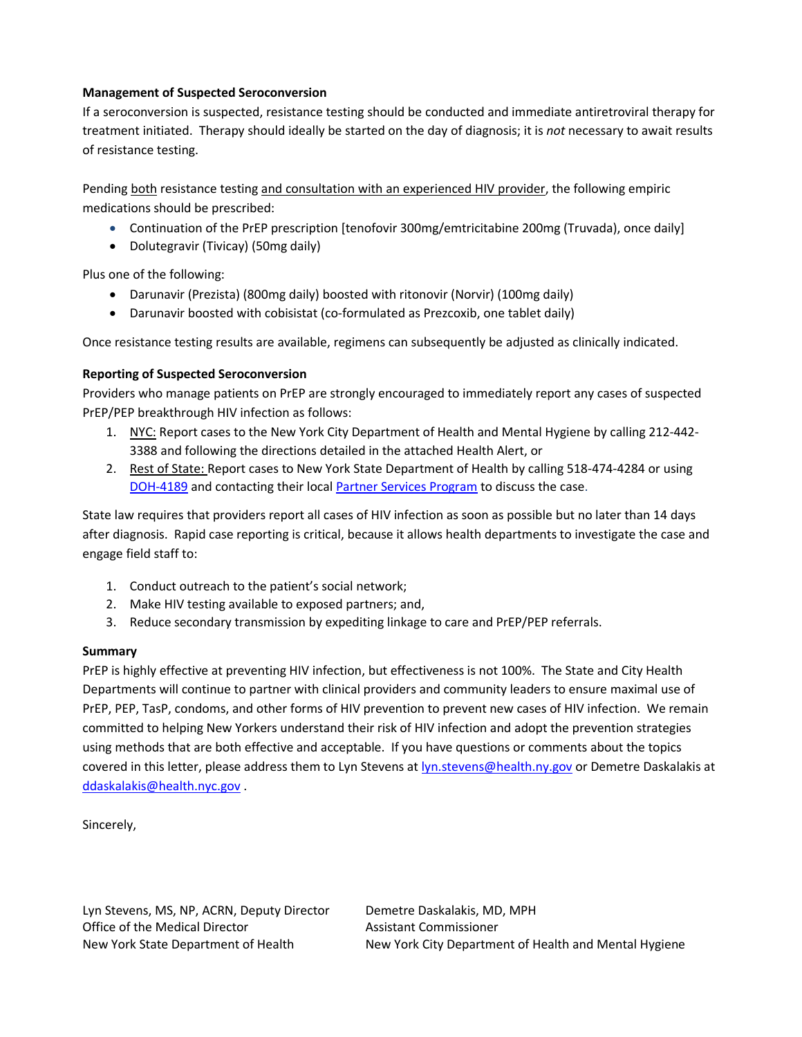**Management of Suspected Seroconversion**

If a seroconversion is suspected, resistance testing should be conducted and immediate antiretroviral therapy for treatment initiated. Therapy should ideally be started on the day of diagnosis; it is *not* necessary to await results of resistance testing.

Pending both resistance testing and consultation with an experienced HIV provider, the following empiric medications should be prescribed:

- Continuation of the PrEP prescription [tenofovir 300mg/emtricitabine 200mg (Truvada), once daily]
- Dolutegravir (Tivicay) (50mg daily)

Plus one of the following:

- Darunavir (Prezista) (800mg daily) boosted with ritonovir (Norvir) (100mg daily)
- Darunavir boosted with cobisistat (co-formulated as Prezcoxib, one tablet daily)

Once resistance testing results are available, regimens can subsequently be adjusted as clinically indicated.

**Reporting of Suspected Seroconversion**

Providers who manage patients on PrEP are strongly encouraged to immediately report any cases of suspected PrEP/PEP breakthrough HIV infection as follows:

1. NYC: Report cases to the New York City Department of Health and Mental Hygiene by calling 212-442-3388 and following the directions detailed in the attached Health Alert, or
2. Rest of State: Report cases to New York State Department of Health by calling 518-474-4284 or using DOH-4189 and contacting their local Partner Services Program to discuss the case.

State law requires that providers report all cases of HIV infection as soon as possible but no later than 14 days after diagnosis. Rapid case reporting is critical, because it allows health departments to investigate the case and engage field staff to:

1. Conduct outreach to the patient's social network;
2. Make HIV testing available to exposed partners; and,
3. Reduce secondary transmission by expediting linkage to care and PrEP/PEP referrals.

**Summary**

PrEP is highly effective at preventing HIV infection, but effectiveness is not 100%. The State and City Health Departments will continue to partner with clinical providers and community leaders to ensure maximal use of PrEP, PEP, TasP, condoms, and other forms of HIV prevention to prevent new cases of HIV infection. We remain committed to helping New Yorkers understand their risk of HIV infection and adopt the prevention strategies using methods that are both effective and acceptable. If you have questions or comments about the topics covered in this letter, please address them to Lyn Stevens at lyn.stevens@health.ny.gov or Demetre Daskalakis at ddaskalakis@health.nyc.gov .

Sincerely,

Lyn Stevens, MS, NP, ACRN, Deputy Director
Office of the Medical Director
New York State Department of Health

Demetre Daskalakis, MD, MPH
Assistant Commissioner
New York City Department of Health and Mental Hygiene